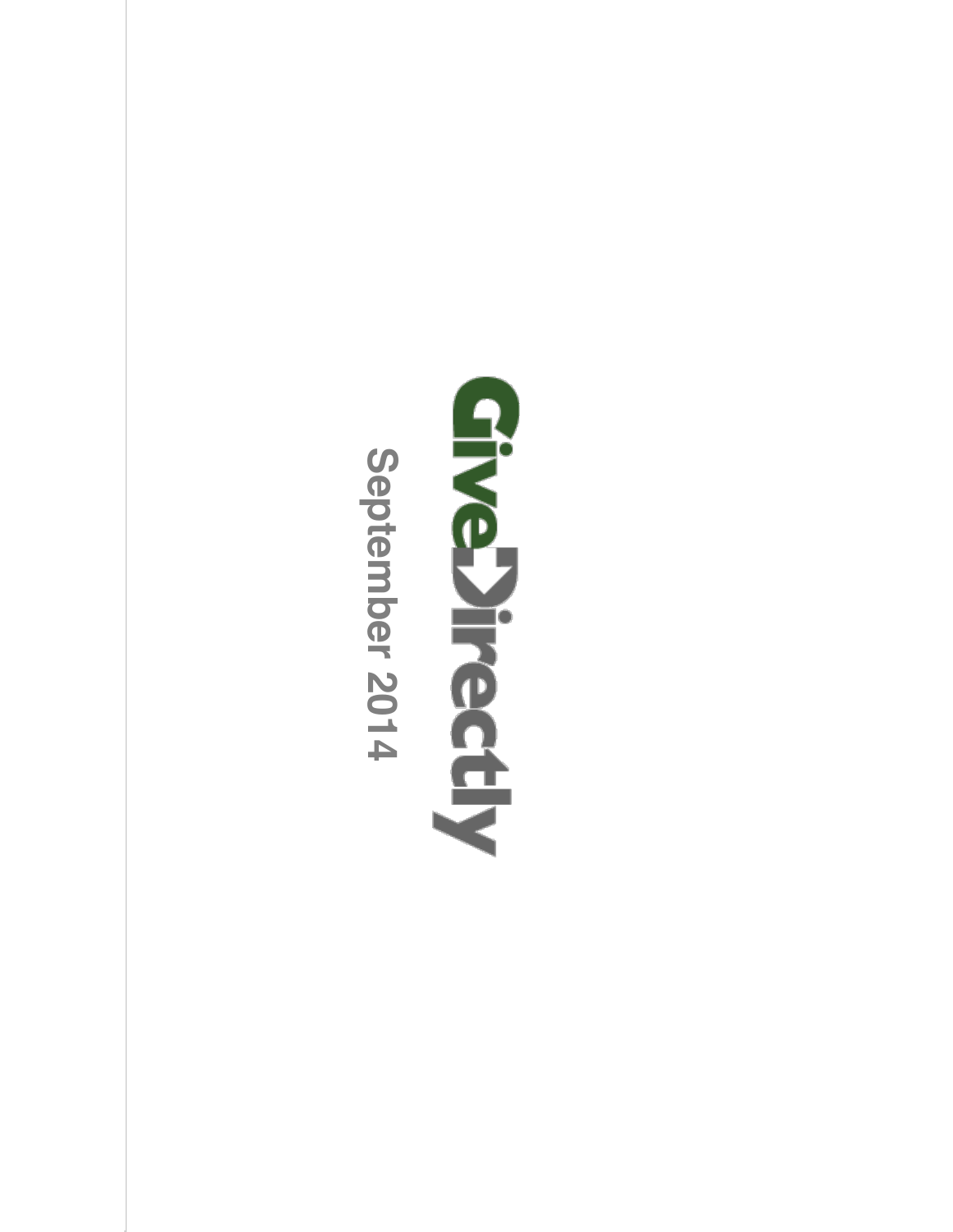# GiveDirectly

September 2014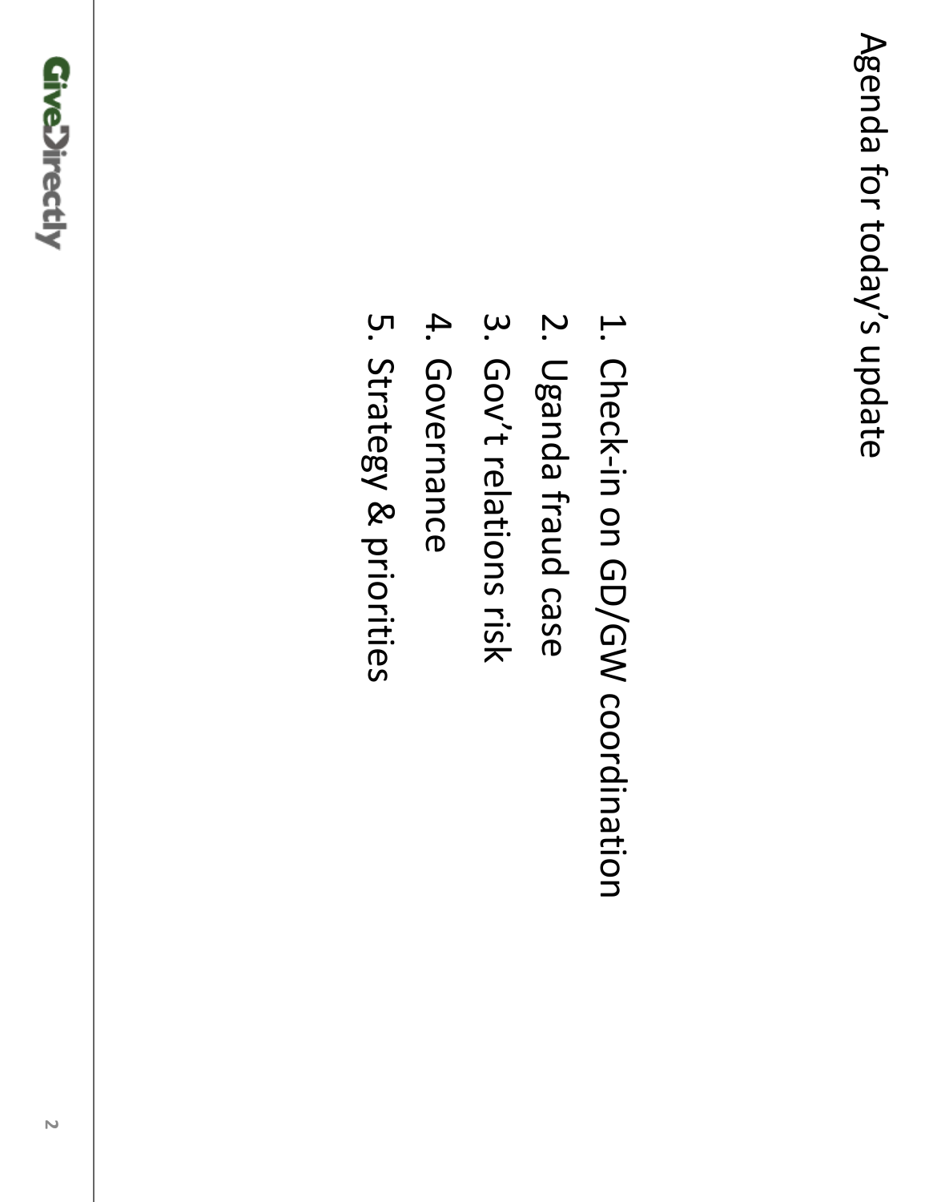# Agenda for today's update

1. Check-in on GD/GW coordination
2. Uganda fraud case
3. Gov't relations risk
4. Governance
5. Strategy & priorities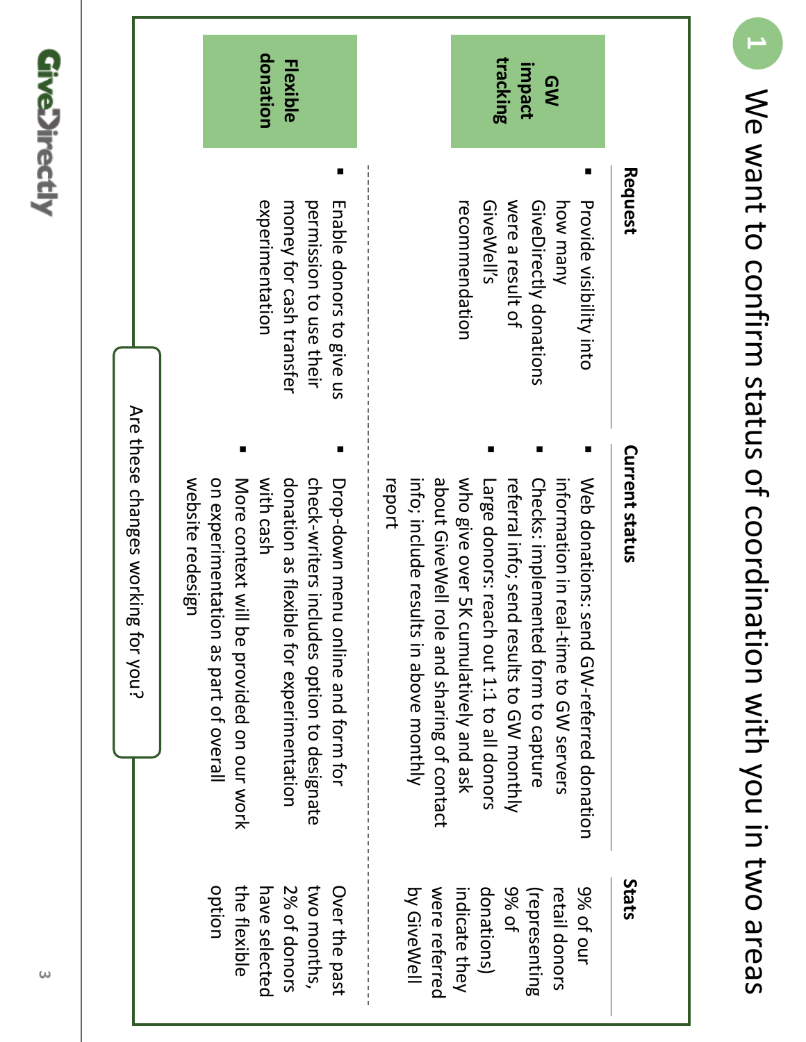# 1 We want to confirm status of coordination with you in two areas

| | Request | Current status | Stats |
|---|---|---|---|
| **GW impact tracking** | ▪ Provide visibility into how many GiveDirectly donations were a result of GiveWell's recommendation | ▪ Web donations: send GW-referred donation information in real-time to GW servers<br>▪ Checks: implemented form to capture referral info; send results to GW monthly<br>▪ Large donors: reach out 1:1 to all donors who give over 5K cumulatively and ask about GiveWell role and sharing of contact info; include results in above monthly report | 9% of our retail donors (representing 9% of donations) indicate they were referred by GiveWell |
| **Flexible donation** | ▪ Enable donors to give us permission to use their money for cash transfer experimentation | ▪ Drop-down menu online and form for check-writers includes option to designate donation as flexible for experimentation with cash<br>▪ More context will be provided on our work on experimentation as part of overall website redesign | Over the past two months, 2% of donors have selected the flexible option |

Are these changes working for you?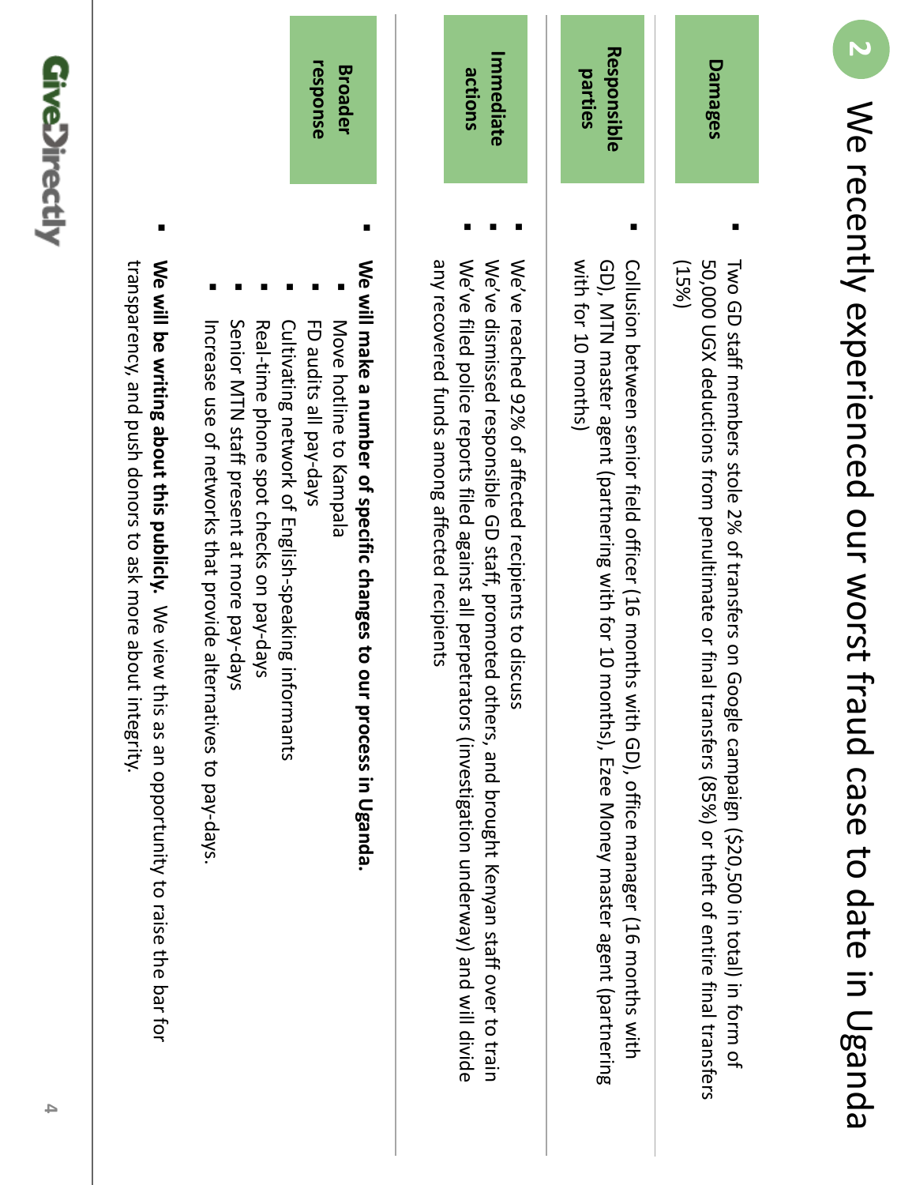# 2 We recently experienced our worst fraud case to date in Uganda

**Damages**

- Two GD staff members stole 2% of transfers on Google campaign ($20,500 in total) in form of 50,000 UGX deductions from penultimate or final transfers (85%) or theft of entire final transfers (15%)

**Responsible parties**

- Collusion between senior field officer (16 months with GD), office manager (16 months with GD), MTN master agent (partnering with for 10 months), Ezee Money master agent (partnering with for 10 months)

**Immediate actions**

- We've reached 92% of affected recipients to discuss
- We've dismissed responsible GD staff, promoted others, and brought Kenyan staff over to train
- We've filed police reports filed against all perpetrators (investigation underway) and will divide any recovered funds among affected recipients

**Broader response**

- **We will make a number of specific changes to our process in Uganda.**
  - Move hotline to Kampala
  - FD audits all pay-days
  - Cultivating network of English-speaking informants
  - Real-time phone spot checks on pay-days
  - Senior MTN staff present at more pay-days
  - Increase use of networks that provide alternatives to pay-days.
- **We will be writing about this publicly.** We view this as an opportunity to raise the bar for transparency, and push donors to ask more about integrity.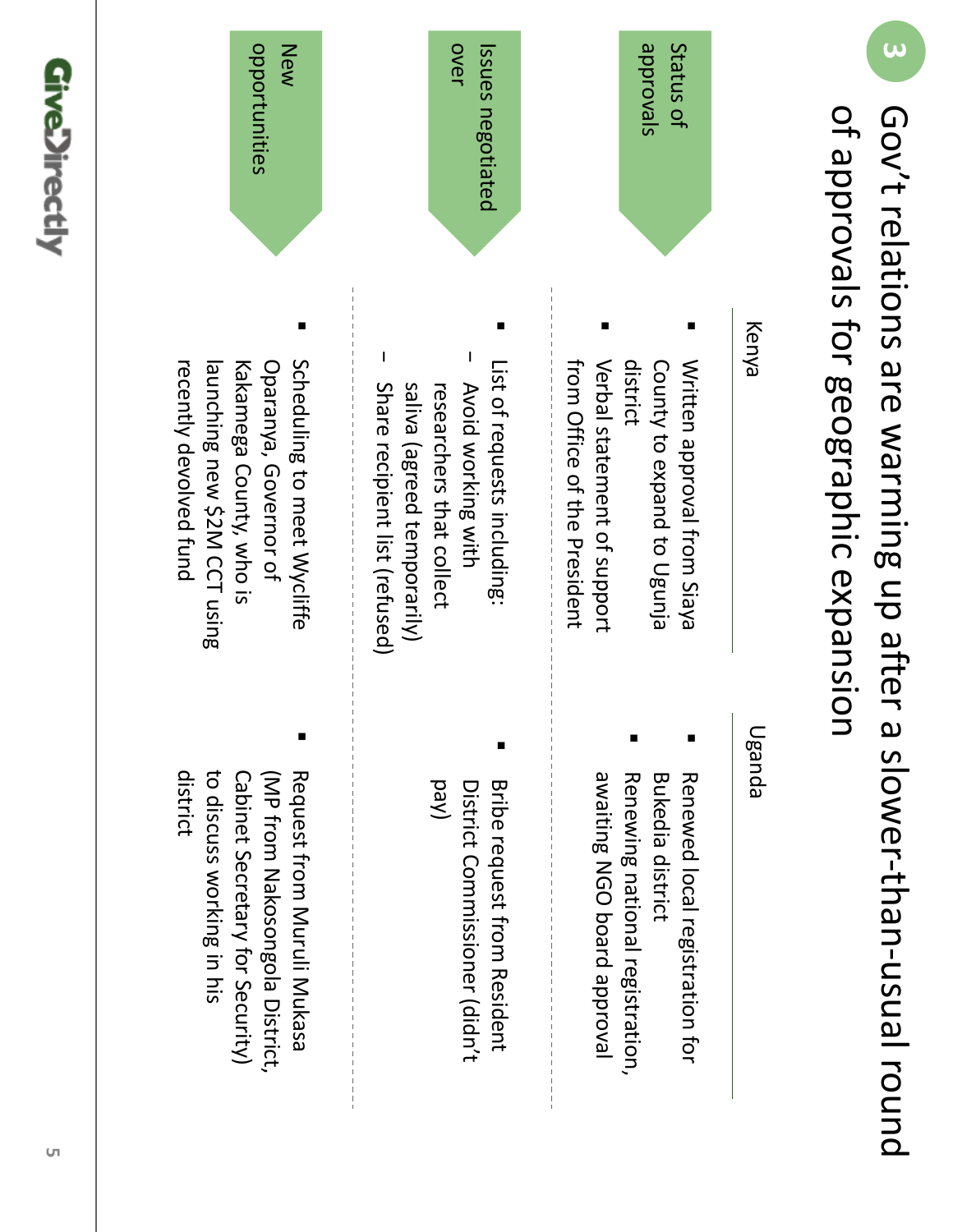# 3 Gov't relations are warming up after a slower-than-usual round of approvals for geographic expansion

| | Kenya | Uganda |
|---|---|---|
| Status of approvals | ▪ Written approval from Siaya County to expand to Ugunja district<br>▪ Verbal statement of support from Office of the President | ▪ Renewed local registration for Bukedia district<br>▪ Renewing national registration, awaiting NGO board approval |
| Issues negotiated over | ▪ List of requests including:<br>– Avoid working with researchers that collect saliva (agreed temporarily)<br>– Share recipient list (refused) | ▪ Bribe request from Resident District Commissioner (didn't pay) |
| New opportunities | ▪ Scheduling to meet Wycliffe Oparanya, Governor of Kakamega County, who is launching new $2M CCT using recently devolved fund | ▪ Request from Muruli Mukasa (MP from Nakosongola District, Cabinet Secretary for Security) to discuss working in his district |

GiveDirectly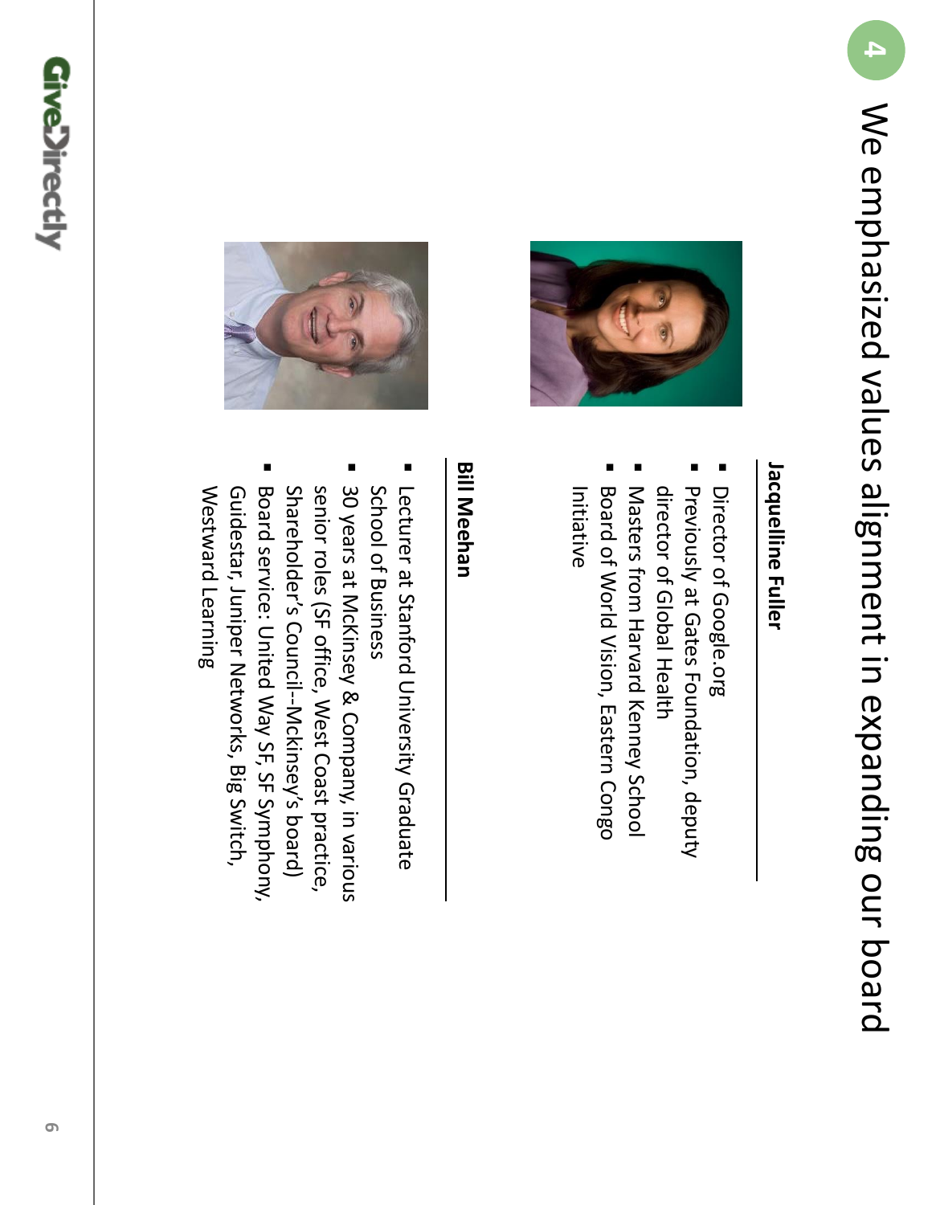# 4 We emphasized values alignment in expanding our board

**Jacquelline Fuller**

- Director of Google.org
- Previously at Gates Foundation, deputy director of Global Health
- Masters from Harvard Kenney School
- Board of World Vision, Eastern Congo Initiative

**Bill Meehan**

- Lecturer at Stanford University Graduate School of Business
- 30 years at McKinsey & Company, in various senior roles (SF office, West Coast practice, Shareholder's Council--Mckinsey's board)
- Board service: United Way SF, SF Symphony, Guidestar, Juniper Networks, Big Switch, Westward Learning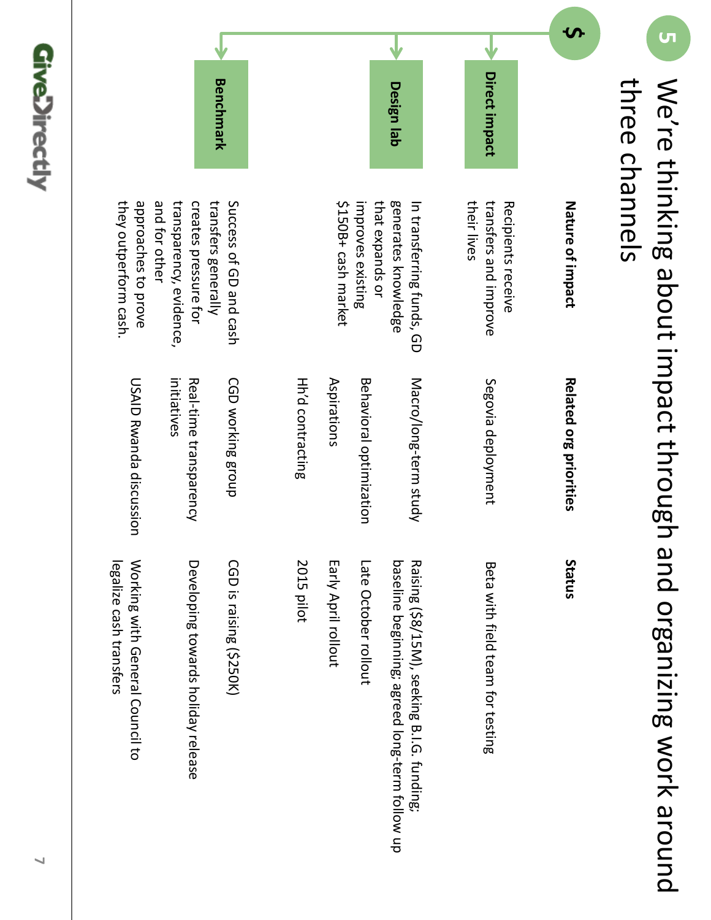# 5 We're thinking about impact through and organizing work around three channels

| | Nature of impact | Related org priorities | Status |
|---|---|---|---|
| **Direct impact** | Recipients receive transfers and improve their lives | Segovia deployment | Beta with field team for testing |
| **Design lab** | In transferring funds, GD generates knowledge that expands or improves existing $150B+ cash market | Macro/long-term study | Raising ($8/15M), seeking B.I.G. funding; baseline beginning; agreed long-term follow up |
| | | Behavioral optimization | Late October rollout |
| | | Aspirations | Early April rollout |
| | | Hh'd contracting | 2015 pilot |
| **Benchmark** | Success of GD and cash transfers generally creates pressure for transparency, evidence, and for other approaches to prove they outperform cash. | CGD working group | CGD is raising ($250K) |
| | | Real-time transparency initiatives | Developing towards holiday release |
| | | USAID Rwanda discussion | Working with General Council to legalize cash transfers |